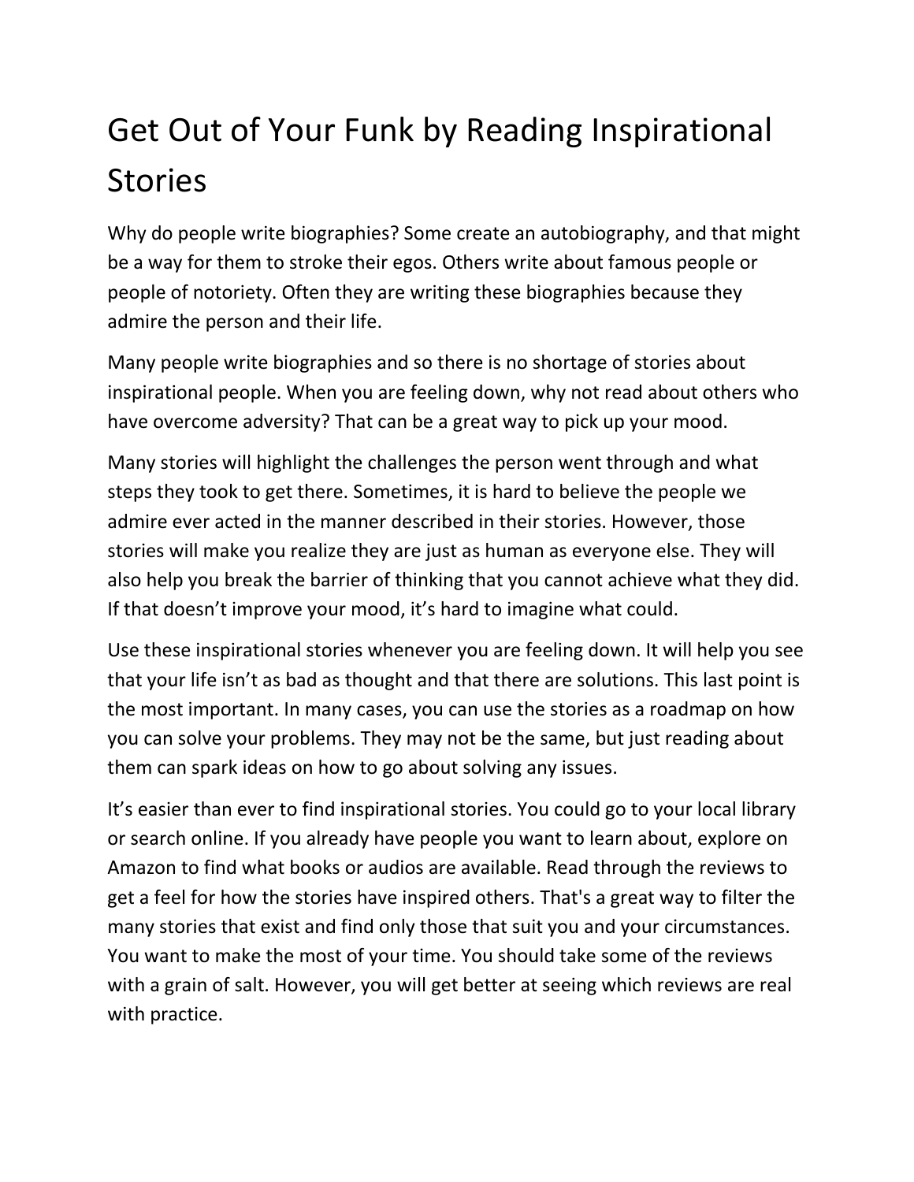# Get Out of Your Funk by Reading Inspirational Stories

Why do people write biographies? Some create an autobiography, and that might be a way for them to stroke their egos. Others write about famous people or people of notoriety. Often they are writing these biographies because they admire the person and their life.

Many people write biographies and so there is no shortage of stories about inspirational people. When you are feeling down, why not read about others who have overcome adversity? That can be a great way to pick up your mood.

Many stories will highlight the challenges the person went through and what steps they took to get there. Sometimes, it is hard to believe the people we admire ever acted in the manner described in their stories. However, those stories will make you realize they are just as human as everyone else. They will also help you break the barrier of thinking that you cannot achieve what they did. If that doesn't improve your mood, it's hard to imagine what could.

Use these inspirational stories whenever you are feeling down. It will help you see that your life isn't as bad as thought and that there are solutions. This last point is the most important. In many cases, you can use the stories as a roadmap on how you can solve your problems. They may not be the same, but just reading about them can spark ideas on how to go about solving any issues.

It's easier than ever to find inspirational stories. You could go to your local library or search online. If you already have people you want to learn about, explore on Amazon to find what books or audios are available. Read through the reviews to get a feel for how the stories have inspired others. That's a great way to filter the many stories that exist and find only those that suit you and your circumstances. You want to make the most of your time. You should take some of the reviews with a grain of salt. However, you will get better at seeing which reviews are real with practice.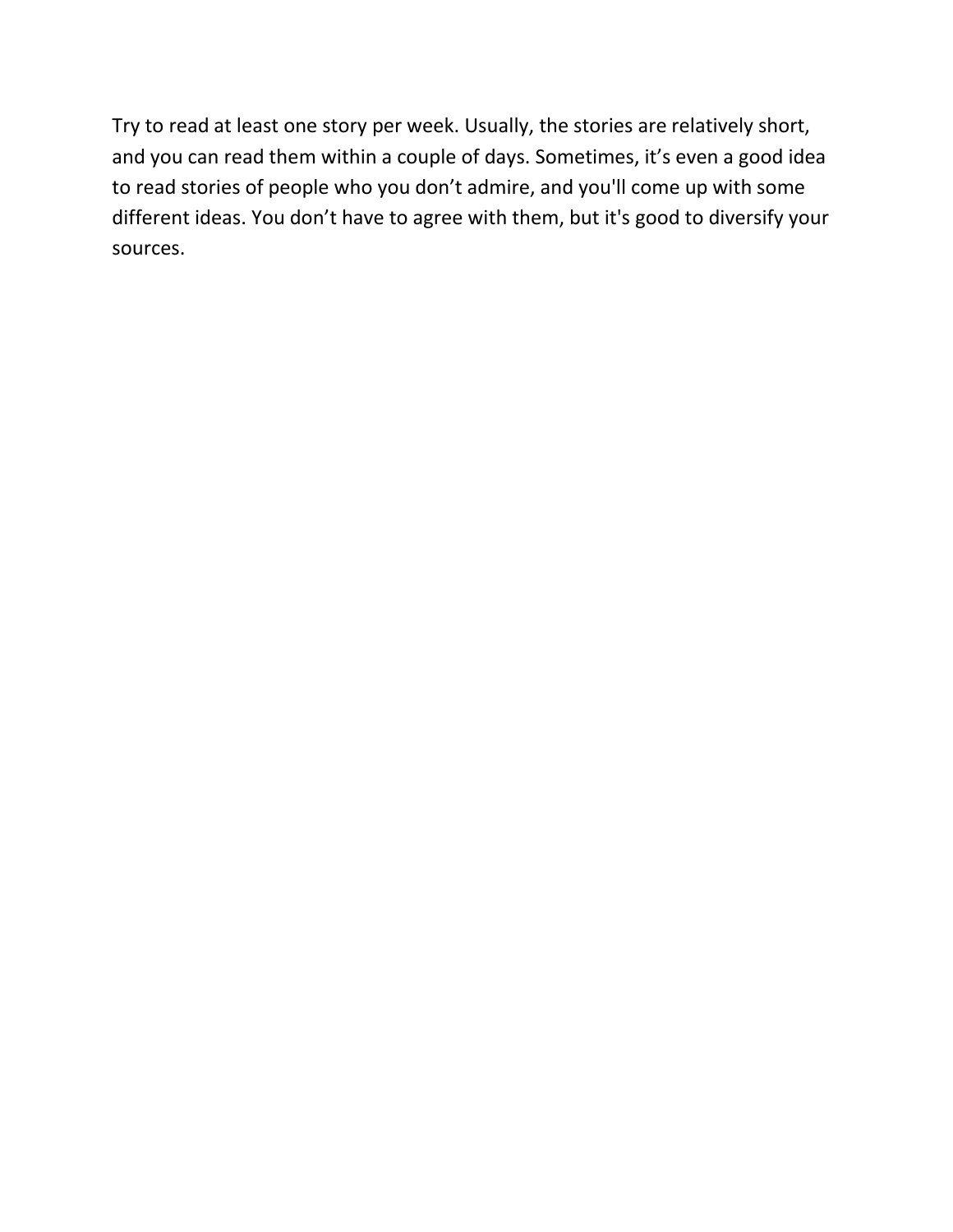Try to read at least one story per week. Usually, the stories are relatively short, and you can read them within a couple of days. Sometimes, it’s even a good idea to read stories of people who you don’t admire, and you'll come up with some different ideas. You don’t have to agree with them, but it's good to diversify your sources.